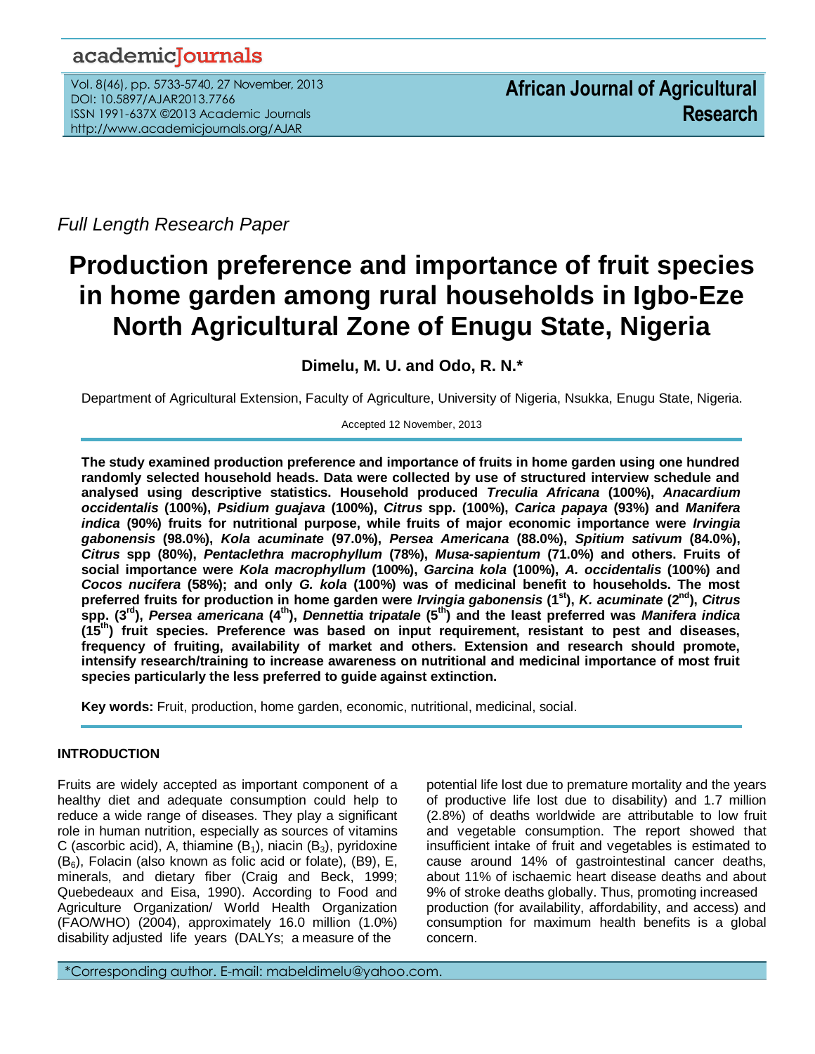academicJournals

**African Journal of Agricultural Research**

*Full Length Research Paper*

# Production preference and importance of fruit species in home garden among rural households in Igbo-Eze North Agricultural Zone of Enugu State, Nigeria

**Dimelu, M. U. and Odo, R. N.***

Department of Agricultural Extension, Faculty of Agriculture, University of Nigeria, Nsukka, Enugu State, Nigeria.

Accepted 12 November, 2013

**The study examined production preference and importance of fruits in home garden using one hundred randomly selected household heads. Data were collected by use of structured interview schedule and analysed using descriptive statistics. Household produced *Treculia Africana* (100%), *Anacardium occidentalis* (100%), *Psidium guajava* (100%), *Citrus* spp. (100%), *Carica papaya* (93%) and *Manifera indica* (90%) fruits for nutritional purpose, while fruits of major economic importance were *Irvingia gabonensis* (98.0%), *Kola acuminate* (97.0%), *Persea Americana* (88.0%), *Spitium sativum* (84.0%), *Citrus* spp (80%), *Pentaclethra macrophyllum* (78%), *Musa-sapientum* (71.0%) and others. Fruits of social importance were *Kola macrophyllum* (100%), *Garcina kola* (100%), *A. occidentalis* (100%) and *Cocos nucifera* (58%); and only *G. kola* (100%) was of medicinal benefit to households. The most preferred fruits for production in home garden were *Irvingia gabonensis* (1st), *K. acuminate* (2nd), *Citrus* spp. (3rd), *Persea americana* (4th), *Dennettia tripatale* (5th) and the least preferred was *Manifera indica* (15th) fruit species. Preference was based on input requirement, resistant to pest and diseases, frequency of fruiting, availability of market and others. Extension and research should promote, intensify research/training to increase awareness on nutritional and medicinal importance of most fruit species particularly the less preferred to guide against extinction.**

**Key words:** Fruit, production, home garden, economic, nutritional, medicinal, social.

## INTRODUCTION

Fruits are widely accepted as important component of a healthy diet and adequate consumption could help to reduce a wide range of diseases. They play a significant role in human nutrition, especially as sources of vitamins C (ascorbic acid), A, thiamine ($B_1$), niacin ($B_3$), pyridoxine ($B_6$), Folacin (also known as folic acid or folate), (B9), E, minerals, and dietary fiber (Craig and Beck, 1999; Quebedeaux and Eisa, 1990). According to Food and Agriculture Organization/ World Health Organization (FAO/WHO) (2004), approximately 16.0 million (1.0%) disability adjusted life years (DALYs; a measure of the potential life lost due to premature mortality and the years of productive life lost due to disability) and 1.7 million (2.8%) of deaths worldwide are attributable to low fruit and vegetable consumption. The report showed that insufficient intake of fruit and vegetables is estimated to cause around 14% of gastrointestinal cancer deaths, about 11% of ischaemic heart disease deaths and about 9% of stroke deaths globally. Thus, promoting increased production (for availability, affordability, and access) and consumption for maximum health benefits is a global concern.

*Corresponding author. E-mail: mabeldimelu@yahoo.com.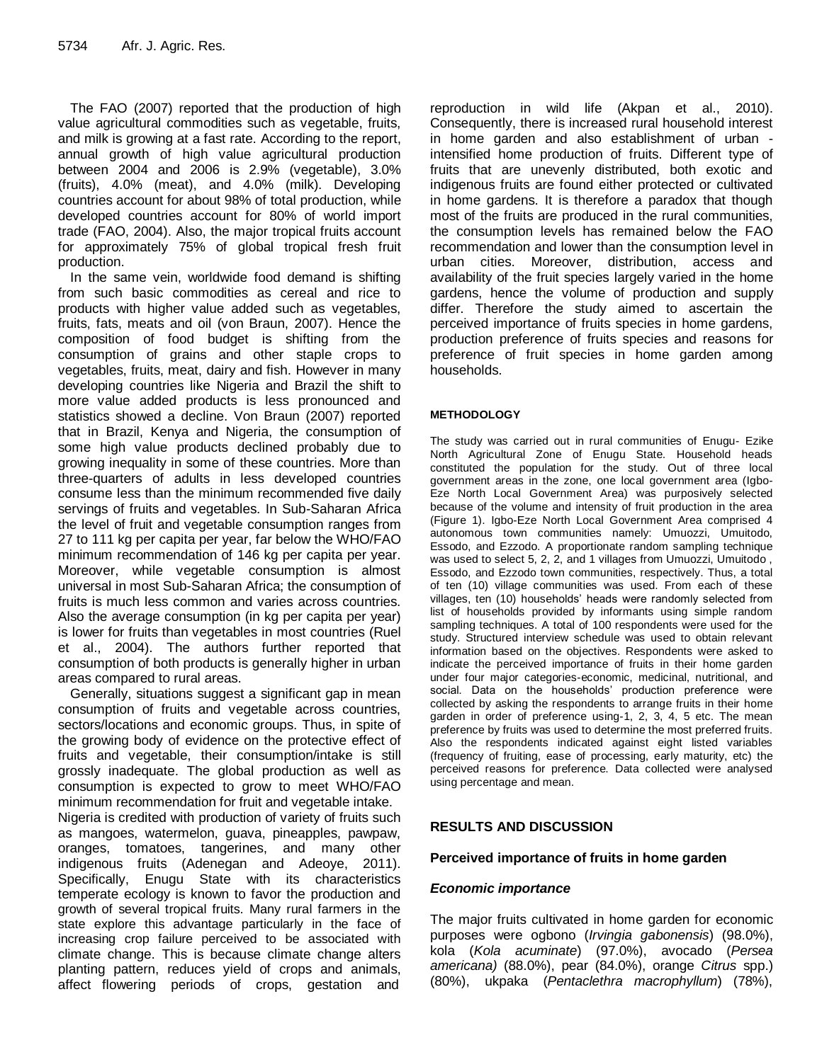The FAO (2007) reported that the production of high value agricultural commodities such as vegetable, fruits, and milk is growing at a fast rate. According to the report, annual growth of high value agricultural production between 2004 and 2006 is 2.9% (vegetable), 3.0% (fruits), 4.0% (meat), and 4.0% (milk). Developing countries account for about 98% of total production, while developed countries account for 80% of world import trade (FAO, 2004). Also, the major tropical fruits account for approximately 75% of global tropical fresh fruit production.

In the same vein, worldwide food demand is shifting from such basic commodities as cereal and rice to products with higher value added such as vegetables, fruits, fats, meats and oil (von Braun, 2007). Hence the composition of food budget is shifting from the consumption of grains and other staple crops to vegetables, fruits, meat, dairy and fish. However in many developing countries like Nigeria and Brazil the shift to more value added products is less pronounced and statistics showed a decline. Von Braun (2007) reported that in Brazil, Kenya and Nigeria, the consumption of some high value products declined probably due to growing inequality in some of these countries. More than three-quarters of adults in less developed countries consume less than the minimum recommended five daily servings of fruits and vegetables. In Sub-Saharan Africa the level of fruit and vegetable consumption ranges from 27 to 111 kg per capita per year, far below the WHO/FAO minimum recommendation of 146 kg per capita per year. Moreover, while vegetable consumption is almost universal in most Sub-Saharan Africa; the consumption of fruits is much less common and varies across countries. Also the average consumption (in kg per capita per year) is lower for fruits than vegetables in most countries (Ruel et al., 2004). The authors further reported that consumption of both products is generally higher in urban areas compared to rural areas.

Generally, situations suggest a significant gap in mean consumption of fruits and vegetable across countries, sectors/locations and economic groups. Thus, in spite of the growing body of evidence on the protective effect of fruits and vegetable, their consumption/intake is still grossly inadequate. The global production as well as consumption is expected to grow to meet WHO/FAO minimum recommendation for fruit and vegetable intake.

Nigeria is credited with production of variety of fruits such as mangoes, watermelon, guava, pineapples, pawpaw, oranges, tomatoes, tangerines, and many other indigenous fruits (Adenegan and Adeoye, 2011). Specifically, Enugu State with its characteristics temperate ecology is known to favor the production and growth of several tropical fruits. Many rural farmers in the state explore this advantage particularly in the face of increasing crop failure perceived to be associated with climate change. This is because climate change alters planting pattern, reduces yield of crops and animals, affect flowering periods of crops, gestation and reproduction in wild life (Akpan et al., 2010). Consequently, there is increased rural household interest in home garden and also establishment of urban - intensified home production of fruits. Different type of fruits that are unevenly distributed, both exotic and indigenous fruits are found either protected or cultivated in home gardens. It is therefore a paradox that though most of the fruits are produced in the rural communities, the consumption levels has remained below the FAO recommendation and lower than the consumption level in urban cities. Moreover, distribution, access and availability of the fruit species largely varied in the home gardens, hence the volume of production and supply differ. Therefore the study aimed to ascertain the perceived importance of fruits species in home gardens, production preference of fruits species and reasons for preference of fruit species in home garden among households.

## METHODOLOGY

The study was carried out in rural communities of Enugu- Ezike North Agricultural Zone of Enugu State. Household heads constituted the population for the study. Out of three local government areas in the zone, one local government area (Igbo-Eze North Local Government Area) was purposively selected because of the volume and intensity of fruit production in the area (Figure 1). Igbo-Eze North Local Government Area comprised 4 autonomous town communities namely: Umuozzi, Umuitodo, Essodo, and Ezzodo. A proportionate random sampling technique was used to select 5, 2, 2, and 1 villages from Umuozzi, Umuitodo , Essodo, and Ezzodo town communities, respectively. Thus, a total of ten (10) village communities was used. From each of these villages, ten (10) households' heads were randomly selected from list of households provided by informants using simple random sampling techniques. A total of 100 respondents were used for the study. Structured interview schedule was used to obtain relevant information based on the objectives. Respondents were asked to indicate the perceived importance of fruits in their home garden under four major categories-economic, medicinal, nutritional, and social. Data on the households' production preference were collected by asking the respondents to arrange fruits in their home garden in order of preference using-1, 2, 3, 4, 5 etc. The mean preference by fruits was used to determine the most preferred fruits. Also the respondents indicated against eight listed variables (frequency of fruiting, ease of processing, early maturity, etc) the perceived reasons for preference. Data collected were analysed using percentage and mean.

## RESULTS AND DISCUSSION

### Perceived importance of fruits in home garden

#### *Economic importance*

The major fruits cultivated in home garden for economic purposes were ogbono (*Irvingia gabonensis*) (98.0%), kola (*Kola acuminate*) (97.0%), avocado (*Persea americana)* (88.0%), pear (84.0%), orange *Citrus* spp.) (80%), ukpaka (*Pentaclethra macrophyllum*) (78%),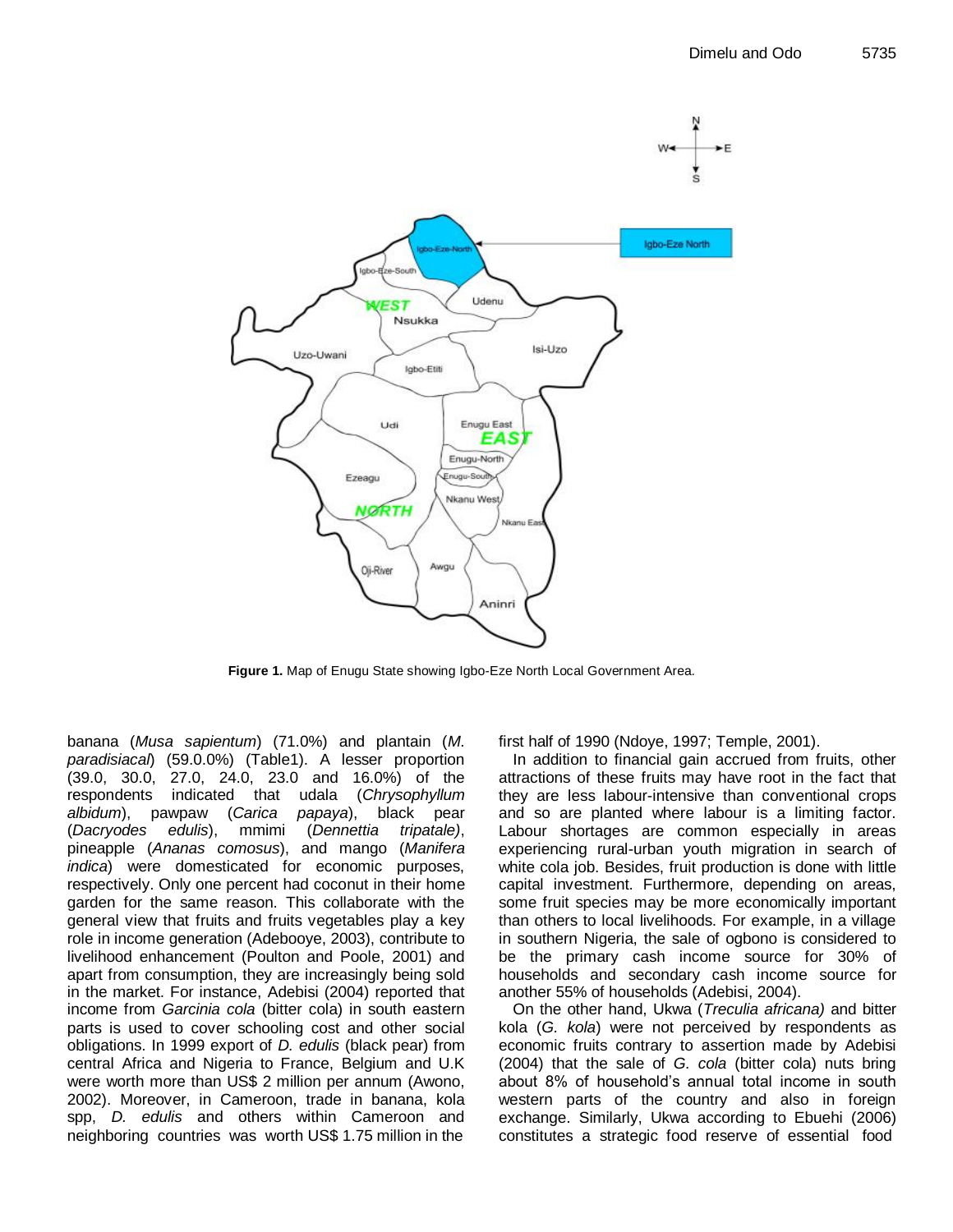Figure 1. Map of Enugu State showing Igbo-Eze North Local Government Area.

banana (*Musa sapientum*) (71.0%) and plantain (*M. paradisiacal*) (59.0.0%) (Table1). A lesser proportion (39.0, 30.0, 27.0, 24.0, 23.0 and 16.0%) of the respondents indicated that udala (*Chrysophyllum albidum*), pawpaw (*Carica papaya*), black pear (*Dacryodes edulis*), mmimi (*Dennettia tripatale)*, pineapple (*Ananas comosus*), and mango (*Manifera indica*) were domesticated for economic purposes, respectively. Only one percent had coconut in their home garden for the same reason. This collaborate with the general view that fruits and fruits vegetables play a key role in income generation (Adebooye, 2003), contribute to livelihood enhancement (Poulton and Poole, 2001) and apart from consumption, they are increasingly being sold in the market. For instance, Adebisi (2004) reported that income from *Garcinia cola* (bitter cola) in south eastern parts is used to cover schooling cost and other social obligations. In 1999 export of *D. edulis* (black pear) from central Africa and Nigeria to France, Belgium and U.K were worth more than US$ 2 million per annum (Awono, 2002). Moreover, in Cameroon, trade in banana, kola spp, *D. edulis* and others within Cameroon and neighboring countries was worth US$ 1.75 million in the first half of 1990 (Ndoye, 1997; Temple, 2001).

In addition to financial gain accrued from fruits, other attractions of these fruits may have root in the fact that they are less labour-intensive than conventional crops and so are planted where labour is a limiting factor. Labour shortages are common especially in areas experiencing rural-urban youth migration in search of white cola job. Besides, fruit production is done with little capital investment. Furthermore, depending on areas, some fruit species may be more economically important than others to local livelihoods. For example, in a village in southern Nigeria, the sale of ogbono is considered to be the primary cash income source for 30% of households and secondary cash income source for another 55% of households (Adebisi, 2004).

On the other hand, Ukwa (*Treculia africana)* and bitter kola (*G. kola*) were not perceived by respondents as economic fruits contrary to assertion made by Adebisi (2004) that the sale of *G. cola* (bitter cola) nuts bring about 8% of household's annual total income in south western parts of the country and also in foreign exchange. Similarly, Ukwa according to Ebuehi (2006) constitutes a strategic food reserve of essential food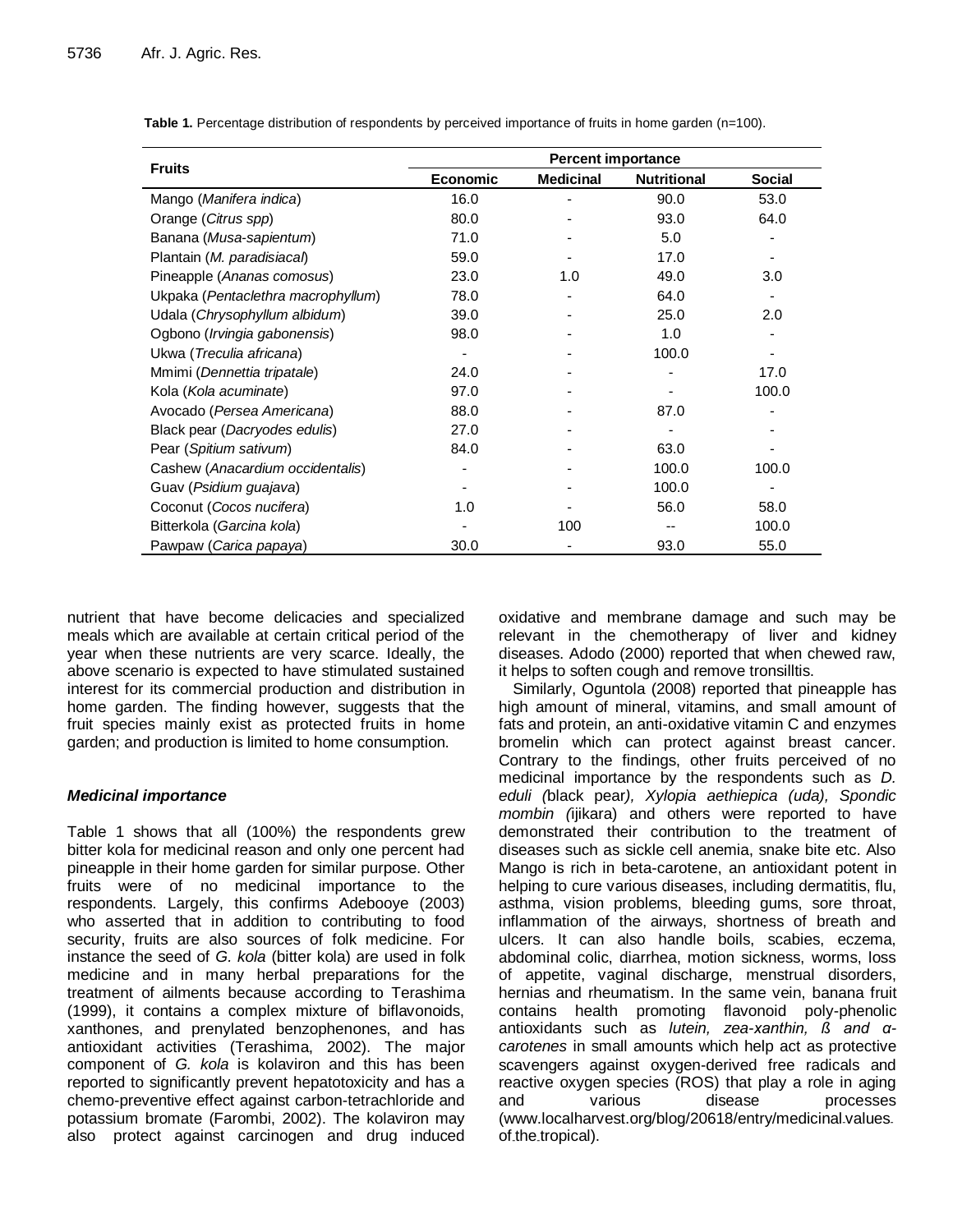**Table 1.** Percentage distribution of respondents by perceived importance of fruits in home garden (n=100).

| Fruits | Percent importance | | | |
|---|---|---|---|---|
| | Economic | Medicinal | Nutritional | Social |
| Mango (*Manifera indica*) | 16.0 | - | 90.0 | 53.0 |
| Orange (*Citrus spp*) | 80.0 | - | 93.0 | 64.0 |
| Banana (*Musa-sapientum*) | 71.0 | - | 5.0 | - |
| Plantain (*M. paradisiacal*) | 59.0 | - | 17.0 | - |
| Pineapple (*Ananas comosus*) | 23.0 | 1.0 | 49.0 | 3.0 |
| Ukpaka (*Pentaclethra macrophyllum*) | 78.0 | - | 64.0 | - |
| Udala (*Chrysophyllum albidum*) | 39.0 | - | 25.0 | 2.0 |
| Ogbono (*Irvingia gabonensis*) | 98.0 | - | 1.0 | - |
| Ukwa (*Treculia africana*) | - | - | 100.0 | - |
| Mmimi (*Dennettia tripatale*) | 24.0 | - | - | 17.0 |
| Kola (*Kola acuminate*) | 97.0 | - | - | 100.0 |
| Avocado (*Persea Americana*) | 88.0 | - | 87.0 | - |
| Black pear (*Dacryodes edulis*) | 27.0 | - | - | - |
| Pear (*Spitium sativum*) | 84.0 | - | 63.0 | - |
| Cashew (*Anacardium occidentalis*) | - | - | 100.0 | 100.0 |
| Guav (*Psidium guajava*) | - | - | 100.0 | - |
| Coconut (*Cocos nucifera*) | 1.0 | - | 56.0 | 58.0 |
| Bitterkola (*Garcina kola*) | - | 100 | -- | 100.0 |
| Pawpaw (*Carica papaya*) | 30.0 | - | 93.0 | 55.0 |

nutrient that have become delicacies and specialized meals which are available at certain critical period of the year when these nutrients are very scarce. Ideally, the above scenario is expected to have stimulated sustained interest for its commercial production and distribution in home garden. The finding however, suggests that the fruit species mainly exist as protected fruits in home garden; and production is limited to home consumption.

### *Medicinal importance*

Table 1 shows that all (100%) the respondents grew bitter kola for medicinal reason and only one percent had pineapple in their home garden for similar purpose. Other fruits were of no medicinal importance to the respondents. Largely, this confirms Adebooye (2003) who asserted that in addition to contributing to food security, fruits are also sources of folk medicine. For instance the seed of *G. kola* (bitter kola) are used in folk medicine and in many herbal preparations for the treatment of ailments because according to Terashima (1999), it contains a complex mixture of biflavonoids, xanthones, and prenylated benzophenones, and has antioxidant activities (Terashima, 2002). The major component of *G. kola* is kolaviron and this has been reported to significantly prevent hepatotoxicity and has a chemo-preventive effect against carbon-tetrachloride and potassium bromate (Farombi, 2002). The kolaviron may also protect against carcinogen and drug induced oxidative and membrane damage and such may be relevant in the chemotherapy of liver and kidney diseases. Adodo (2000) reported that when chewed raw, it helps to soften cough and remove tronsilltis.

Similarly, Oguntola (2008) reported that pineapple has high amount of mineral, vitamins, and small amount of fats and protein, an anti-oxidative vitamin C and enzymes bromelin which can protect against breast cancer. Contrary to the findings, other fruits perceived of no medicinal importance by the respondents such as *D. eduli (*black pear*), Xylopia aethiepica (uda), Spondic mombin (*ijikara) and others were reported to have demonstrated their contribution to the treatment of diseases such as sickle cell anemia, snake bite etc. Also Mango is rich in beta-carotene, an antioxidant potent in helping to cure various diseases, including dermatitis, flu, asthma, vision problems, bleeding gums, sore throat, inflammation of the airways, shortness of breath and ulcers. It can also handle boils, scabies, eczema, abdominal colic, diarrhea, motion sickness, worms, loss of appetite, vaginal discharge, menstrual disorders, hernias and rheumatism. In the same vein, banana fruit contains health promoting flavonoid poly-phenolic antioxidants such as *lutein, zea-xanthin, ß and α-carotenes* in small amounts which help act as protective scavengers against oxygen-derived free radicals and reactive oxygen species (ROS) that play a role in aging and various disease processes (www.localharvest.org/blog/20618/entry/medicinal_values_of_the_tropical).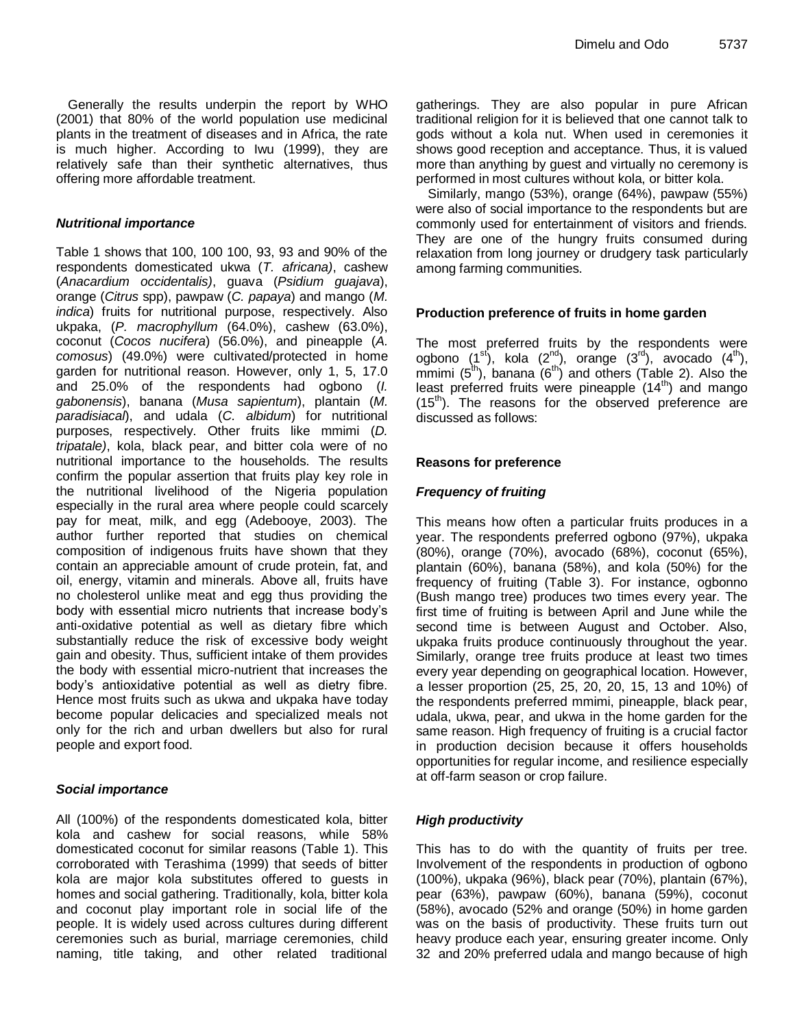Generally the results underpin the report by WHO (2001) that 80% of the world population use medicinal plants in the treatment of diseases and in Africa, the rate is much higher. According to Iwu (1999), they are relatively safe than their synthetic alternatives, thus offering more affordable treatment.

### *Nutritional importance*

Table 1 shows that 100, 100 100, 93, 93 and 90% of the respondents domesticated ukwa (*T. africana)*, cashew (*Anacardium occidentalis)*, guava (*Psidium guajava*), orange (*Citrus* spp), pawpaw (*C. papaya*) and mango (*M. indica*) fruits for nutritional purpose, respectively. Also ukpaka, (*P. macrophyllum* (64.0%), cashew (63.0%), coconut (*Cocos nucifera*) (56.0%), and pineapple (*A. comosus*) (49.0%) were cultivated/protected in home garden for nutritional reason. However, only 1, 5, 17.0 and 25.0% of the respondents had ogbono (*I. gabonensis*), banana (*Musa sapientum*), plantain (*M. paradisiacal*), and udala (*C. albidum*) for nutritional purposes, respectively. Other fruits like mmimi (*D. tripatale)*, kola, black pear, and bitter cola were of no nutritional importance to the households. The results confirm the popular assertion that fruits play key role in the nutritional livelihood of the Nigeria population especially in the rural area where people could scarcely pay for meat, milk, and egg (Adebooye, 2003). The author further reported that studies on chemical composition of indigenous fruits have shown that they contain an appreciable amount of crude protein, fat, and oil, energy, vitamin and minerals. Above all, fruits have no cholesterol unlike meat and egg thus providing the body with essential micro nutrients that increase body's anti-oxidative potential as well as dietary fibre which substantially reduce the risk of excessive body weight gain and obesity. Thus, sufficient intake of them provides the body with essential micro-nutrient that increases the body's antioxidative potential as well as dietry fibre. Hence most fruits such as ukwa and ukpaka have today become popular delicacies and specialized meals not only for the rich and urban dwellers but also for rural people and export food.

### *Social importance*

All (100%) of the respondents domesticated kola, bitter kola and cashew for social reasons, while 58% domesticated coconut for similar reasons (Table 1). This corroborated with Terashima (1999) that seeds of bitter kola are major kola substitutes offered to guests in homes and social gathering. Traditionally, kola, bitter kola and coconut play important role in social life of the people. It is widely used across cultures during different ceremonies such as burial, marriage ceremonies, child naming, title taking, and other related traditional gatherings. They are also popular in pure African traditional religion for it is believed that one cannot talk to gods without a kola nut. When used in ceremonies it shows good reception and acceptance. Thus, it is valued more than anything by guest and virtually no ceremony is performed in most cultures without kola, or bitter kola.

Similarly, mango (53%), orange (64%), pawpaw (55%) were also of social importance to the respondents but are commonly used for entertainment of visitors and friends. They are one of the hungry fruits consumed during relaxation from long journey or drudgery task particularly among farming communities.

### **Production preference of fruits in home garden**

The most preferred fruits by the respondents were ogbono (1st), kola (2nd), orange (3rd), avocado (4th), mmimi (5th), banana (6th) and others (Table 2). Also the least preferred fruits were pineapple (14th) and mango (15th). The reasons for the observed preference are discussed as follows:

### **Reasons for preference**

### *Frequency of fruiting*

This means how often a particular fruits produces in a year. The respondents preferred ogbono (97%), ukpaka (80%), orange (70%), avocado (68%), coconut (65%), plantain (60%), banana (58%), and kola (50%) for the frequency of fruiting (Table 3). For instance, ogbonno (Bush mango tree) produces two times every year. The first time of fruiting is between April and June while the second time is between August and October. Also, ukpaka fruits produce continuously throughout the year. Similarly, orange tree fruits produce at least two times every year depending on geographical location. However, a lesser proportion (25, 25, 20, 20, 15, 13 and 10%) of the respondents preferred mmimi, pineapple, black pear, udala, ukwa, pear, and ukwa in the home garden for the same reason. High frequency of fruiting is a crucial factor in production decision because it offers households opportunities for regular income, and resilience especially at off-farm season or crop failure.

### *High productivity*

This has to do with the quantity of fruits per tree. Involvement of the respondents in production of ogbono (100%), ukpaka (96%), black pear (70%), plantain (67%), pear (63%), pawpaw (60%), banana (59%), coconut (58%), avocado (52% and orange (50%) in home garden was on the basis of productivity. These fruits turn out heavy produce each year, ensuring greater income. Only 32 and 20% preferred udala and mango because of high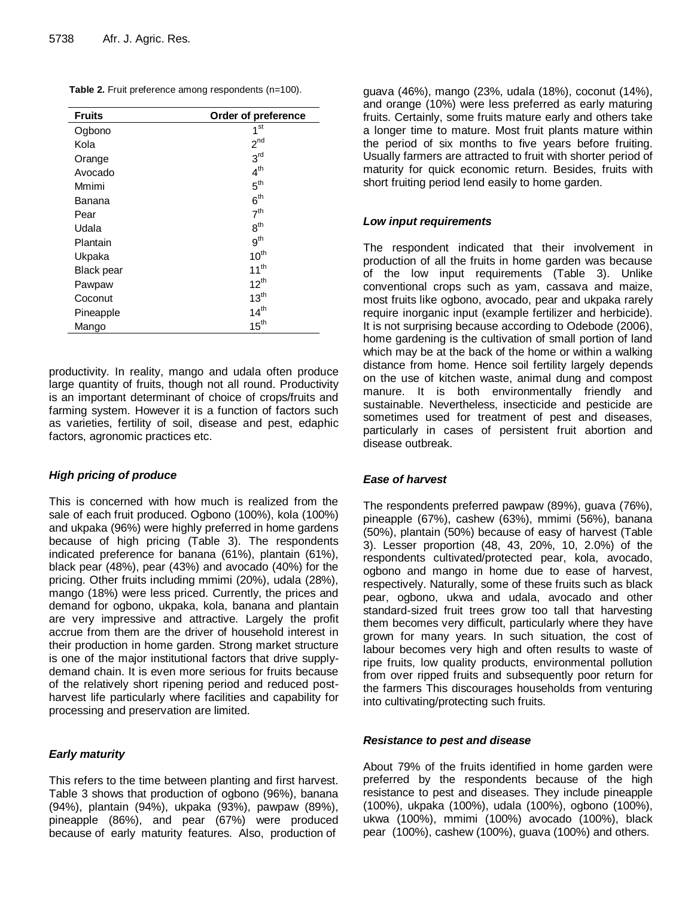**Table 2.** Fruit preference among respondents (n=100).

| Fruits | Order of preference |
|---|---|
| Ogbono | 1st |
| Kola | 2nd |
| Orange | 3rd |
| Avocado | 4th |
| Mmimi | 5th |
| Banana | 6th |
| Pear | 7th |
| Udala | 8th |
| Plantain | 9th |
| Ukpaka | 10th |
| Black pear | 11th |
| Pawpaw | 12th |
| Coconut | 13th |
| Pineapple | 14th |
| Mango | 15th |

productivity. In reality, mango and udala often produce large quantity of fruits, though not all round. Productivity is an important determinant of choice of crops/fruits and farming system. However it is a function of factors such as varieties, fertility of soil, disease and pest, edaphic factors, agronomic practices etc.

### *High pricing of produce*

This is concerned with how much is realized from the sale of each fruit produced. Ogbono (100%), kola (100%) and ukpaka (96%) were highly preferred in home gardens because of high pricing (Table 3). The respondents indicated preference for banana (61%), plantain (61%), black pear (48%), pear (43%) and avocado (40%) for the pricing. Other fruits including mmimi (20%), udala (28%), mango (18%) were less priced. Currently, the prices and demand for ogbono, ukpaka, kola, banana and plantain are very impressive and attractive. Largely the profit accrue from them are the driver of household interest in their production in home garden. Strong market structure is one of the major institutional factors that drive supply-demand chain. It is even more serious for fruits because of the relatively short ripening period and reduced post-harvest life particularly where facilities and capability for processing and preservation are limited.

### *Early maturity*

This refers to the time between planting and first harvest. Table 3 shows that production of ogbono (96%), banana (94%), plantain (94%), ukpaka (93%), pawpaw (89%), pineapple (86%), and pear (67%) were produced because of early maturity features. Also, production of guava (46%), mango (23%, udala (18%), coconut (14%), and orange (10%) were less preferred as early maturing fruits. Certainly, some fruits mature early and others take a longer time to mature. Most fruit plants mature within the period of six months to five years before fruiting. Usually farmers are attracted to fruit with shorter period of maturity for quick economic return. Besides, fruits with short fruiting period lend easily to home garden.

### *Low input requirements*

The respondent indicated that their involvement in production of all the fruits in home garden was because of the low input requirements (Table 3). Unlike conventional crops such as yam, cassava and maize, most fruits like ogbono, avocado, pear and ukpaka rarely require inorganic input (example fertilizer and herbicide). It is not surprising because according to Odebode (2006), home gardening is the cultivation of small portion of land which may be at the back of the home or within a walking distance from home. Hence soil fertility largely depends on the use of kitchen waste, animal dung and compost manure. It is both environmentally friendly and sustainable. Nevertheless, insecticide and pesticide are sometimes used for treatment of pest and diseases, particularly in cases of persistent fruit abortion and disease outbreak.

### *Ease of harvest*

The respondents preferred pawpaw (89%), guava (76%), pineapple (67%), cashew (63%), mmimi (56%), banana (50%), plantain (50%) because of easy of harvest (Table 3). Lesser proportion (48, 43, 20%, 10, 2.0%) of the respondents cultivated/protected pear, kola, avocado, ogbono and mango in home due to ease of harvest, respectively. Naturally, some of these fruits such as black pear, ogbono, ukwa and udala, avocado and other standard-sized fruit trees grow too tall that harvesting them becomes very difficult, particularly where they have grown for many years. In such situation, the cost of labour becomes very high and often results to waste of ripe fruits, low quality products, environmental pollution from over ripped fruits and subsequently poor return for the farmers This discourages households from venturing into cultivating/protecting such fruits.

### *Resistance to pest and disease*

About 79% of the fruits identified in home garden were preferred by the respondents because of the high resistance to pest and diseases. They include pineapple (100%), ukpaka (100%), udala (100%), ogbono (100%), ukwa (100%), mmimi (100%) avocado (100%), black pear (100%), cashew (100%), guava (100%) and others.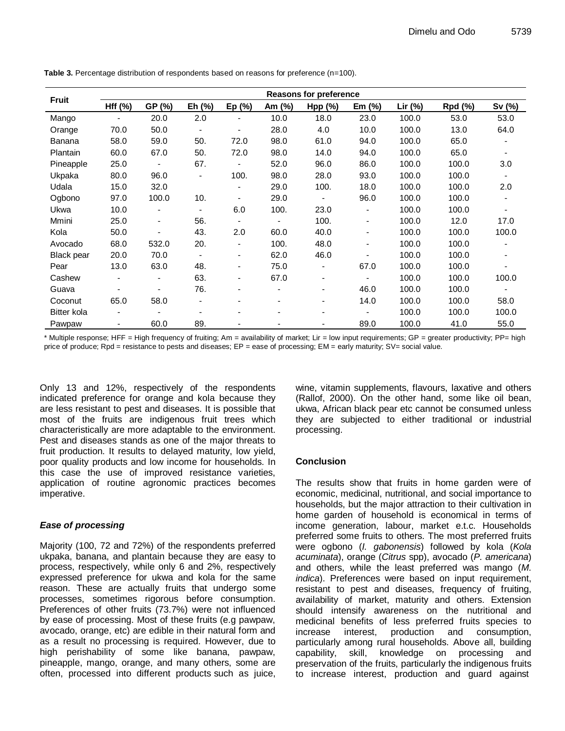**Table 3.** Percentage distribution of respondents based on reasons for preference (n=100).

| Fruit | Reasons for preference | | | | | | | | | |
|---|---|---|---|---|---|---|---|---|---|---|
| | Hff (%) | GP (%) | Eh (%) | Ep (%) | Am (%) | Hpp (%) | Em (%) | Lir (%) | Rpd (%) | Sv (%) |
| Mango | - | 20.0 | 2.0 | - | 10.0 | 18.0 | 23.0 | 100.0 | 53.0 | 53.0 |
| Orange | 70.0 | 50.0 | - | - | 28.0 | 4.0 | 10.0 | 100.0 | 13.0 | 64.0 |
| Banana | 58.0 | 59.0 | 50. | 72.0 | 98.0 | 61.0 | 94.0 | 100.0 | 65.0 | - |
| Plantain | 60.0 | 67.0 | 50. | 72.0 | 98.0 | 14.0 | 94.0 | 100.0 | 65.0 | - |
| Pineapple | 25.0 | - | 67. | - | 52.0 | 96.0 | 86.0 | 100.0 | 100.0 | 3.0 |
| Ukpaka | 80.0 | 96.0 | - | 100. | 98.0 | 28.0 | 93.0 | 100.0 | 100.0 | - |
| Udala | 15.0 | 32.0 | | - | 29.0 | 100. | 18.0 | 100.0 | 100.0 | 2.0 |
| Ogbono | 97.0 | 100.0 | 10. | - | 29.0 | - | 96.0 | 100.0 | 100.0 | - |
| Ukwa | 10.0 | - | - | 6.0 | 100. | 23.0 | - | 100.0 | 100.0 | - |
| Mmini | 25.0 | - | 56. | - | - | 100. | - | 100.0 | 12.0 | 17.0 |
| Kola | 50.0 | - | 43. | 2.0 | 60.0 | 40.0 | - | 100.0 | 100.0 | 100.0 |
| Avocado | 68.0 | 532.0 | 20. | - | 100. | 48.0 | - | 100.0 | 100.0 | - |
| Black pear | 20.0 | 70.0 | - | - | 62.0 | 46.0 | - | 100.0 | 100.0 | - |
| Pear | 13.0 | 63.0 | 48. | - | 75.0 | - | 67.0 | 100.0 | 100.0 | - |
| Cashew | - | - | 63. | - | 67.0 | - | - | 100.0 | 100.0 | 100.0 |
| Guava | - | - | 76. | - | - | - | 46.0 | 100.0 | 100.0 | - |
| Coconut | 65.0 | 58.0 | - | - | - | - | 14.0 | 100.0 | 100.0 | 58.0 |
| Bitter kola | - | - | - | - | - | - | - | 100.0 | 100.0 | 100.0 |
| Pawpaw | - | 60.0 | 89. | - | - | - | 89.0 | 100.0 | 41.0 | 55.0 |

* Multiple response; HFF = High frequency of fruiting; Am = availability of market; Lir = low input requirements; GP = greater productivity; PP= high price of produce; Rpd = resistance to pests and diseases; EP = ease of processing; EM = early maturity; SV= social value.

Only 13 and 12%, respectively of the respondents indicated preference for orange and kola because they are less resistant to pest and diseases. It is possible that most of the fruits are indigenous fruit trees which characteristically are more adaptable to the environment. Pest and diseases stands as one of the major threats to fruit production. It results to delayed maturity, low yield, poor quality products and low income for households. In this case the use of improved resistance varieties, application of routine agronomic practices becomes imperative.

### *Ease of processing*

Majority (100, 72 and 72%) of the respondents preferred ukpaka, banana, and plantain because they are easy to process, respectively, while only 6 and 2%, respectively expressed preference for ukwa and kola for the same reason. These are actually fruits that undergo some processes, sometimes rigorous before consumption. Preferences of other fruits (73.7%) were not influenced by ease of processing. Most of these fruits (e.g pawpaw, avocado, orange, etc) are edible in their natural form and as a result no processing is required. However, due to high perishability of some like banana, pawpaw, pineapple, mango, orange, and many others, some are often, processed into different products such as juice, wine, vitamin supplements, flavours, laxative and others (Rallof, 2000). On the other hand, some like oil bean, ukwa, African black pear etc cannot be consumed unless they are subjected to either traditional or industrial processing.

## Conclusion

The results show that fruits in home garden were of economic, medicinal, nutritional, and social importance to households, but the major attraction to their cultivation in home garden of household is economical in terms of income generation, labour, market e.t.c. Households preferred some fruits to others. The most preferred fruits were ogbono (*I. gabonensis*) followed by kola (*Kola acuminata*), orange (*Citrus* spp), avocado (*P. americana*) and others, while the least preferred was mango (*M. indica*). Preferences were based on input requirement, resistant to pest and diseases, frequency of fruiting, availability of market, maturity and others. Extension should intensify awareness on the nutritional and medicinal benefits of less preferred fruits species to increase interest, production and consumption, particularly among rural households. Above all, building capability, skill, knowledge on processing and preservation of the fruits, particularly the indigenous fruits to increase interest, production and guard against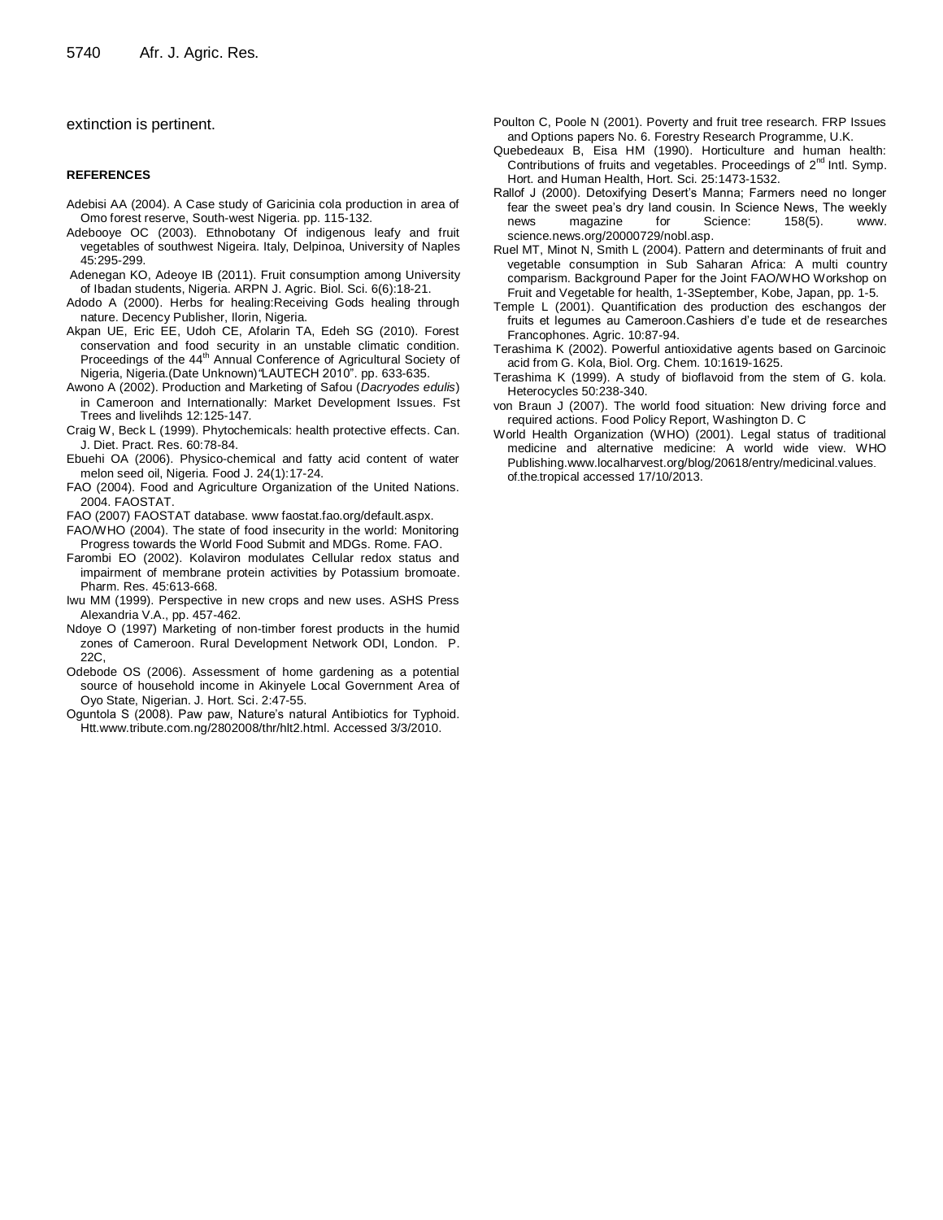extinction is pertinent.

**REFERENCES**

Adebisi AA (2004). A Case study of Garicinia cola production in area of Omo forest reserve, South-west Nigeria. pp. 115-132.

Adebooye OC (2003). Ethnobotany Of indigenous leafy and fruit vegetables of southwest Nigeira. Italy, Delpinoa, University of Naples 45:295-299.

Adenegan KO, Adeoye IB (2011). Fruit consumption among University of Ibadan students, Nigeria. ARPN J. Agric. Biol. Sci. 6(6):18-21.

Adodo A (2000). Herbs for healing:Receiving Gods healing through nature. Decency Publisher, Ilorin, Nigeria.

Akpan UE, Eric EE, Udoh CE, Afolarin TA, Edeh SG (2010). Forest conservation and food security in an unstable climatic condition. Proceedings of the 44th Annual Conference of Agricultural Society of Nigeria, Nigeria.(Date Unknown)"LAUTECH 2010". pp. 633-635.

Awono A (2002). Production and Marketing of Safou (*Dacryodes edulis*) in Cameroon and Internationally: Market Development Issues. Fst Trees and livelihds 12:125-147.

Craig W, Beck L (1999). Phytochemicals: health protective effects. Can. J. Diet. Pract. Res. 60:78-84.

Ebuehi OA (2006). Physico-chemical and fatty acid content of water melon seed oil, Nigeria. Food J. 24(1):17-24.

FAO (2004). Food and Agriculture Organization of the United Nations. 2004. FAOSTAT.

FAO (2007) FAOSTAT database. www faostat.fao.org/default.aspx.

FAO/WHO (2004). The state of food insecurity in the world: Monitoring Progress towards the World Food Submit and MDGs. Rome. FAO.

Farombi EO (2002). Kolaviron modulates Cellular redox status and impairment of membrane protein activities by Potassium bromoate. Pharm. Res. 45:613-668.

Iwu MM (1999). Perspective in new crops and new uses. ASHS Press Alexandria V.A., pp. 457-462.

Ndoye O (1997) Marketing of non-timber forest products in the humid zones of Cameroon. Rural Development Network ODI, London. P. 22C,

Odebode OS (2006). Assessment of home gardening as a potential source of household income in Akinyele Local Government Area of Oyo State, Nigerian. J. Hort. Sci. 2:47-55.

Oguntola S (2008). Paw paw, Nature's natural Antibiotics for Typhoid. Htt.www.tribute.com.ng/2802008/thr/hlt2.html. Accessed 3/3/2010.

Poulton C, Poole N (2001). Poverty and fruit tree research. FRP Issues and Options papers No. 6. Forestry Research Programme, U.K.

Quebedeaux B, Eisa HM (1990). Horticulture and human health: Contributions of fruits and vegetables. Proceedings of 2nd Intl. Symp. Hort. and Human Health, Hort. Sci. 25:1473-1532.

Rallof J (2000). Detoxifying Desert's Manna; Farmers need no longer fear the sweet pea's dry land cousin. In Science News, The weekly news magazine for Science: 158(5). www. science.news.org/20000729/nobl.asp.

Ruel MT, Minot N, Smith L (2004). Pattern and determinants of fruit and vegetable consumption in Sub Saharan Africa: A multi country comparism. Background Paper for the Joint FAO/WHO Workshop on Fruit and Vegetable for health, 1-3September, Kobe, Japan, pp. 1-5.

Temple L (2001). Quantification des production des eschangos der fruits et legumes au Cameroon.Cashiers d'e tude et de researches Francophones. Agric. 10:87-94.

Terashima K (2002). Powerful antioxidative agents based on Garcinoic acid from G. Kola, Biol. Org. Chem. 10:1619-1625.

Terashima K (1999). A study of bioflavoid from the stem of G. kola. Heterocycles 50:238-340.

von Braun J (2007). The world food situation: New driving force and required actions. Food Policy Report, Washington D. C

World Health Organization (WHO) (2001). Legal status of traditional medicine and alternative medicine: A world wide view. WHO Publishing.www.localharvest.org/blog/20618/entry/medicinal.values. of.the.tropical accessed 17/10/2013.